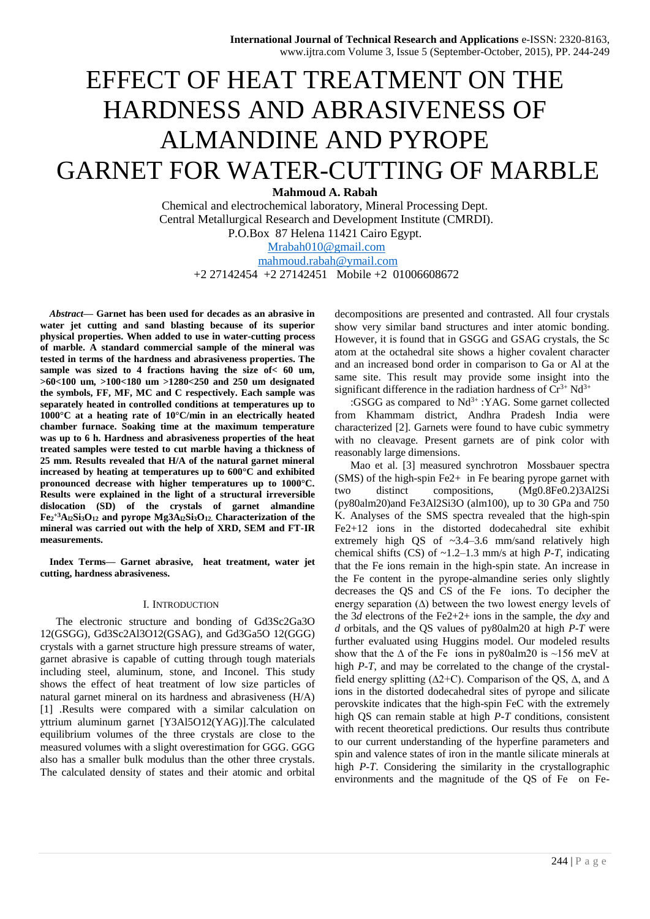# EFFECT OF HEAT TREATMENT ON THE HARDNESS AND ABRASIVENESS OF ALMANDINE AND PYROPE GARNET FOR WATER-CUTTING OF MARBLE

**Mahmoud A. Rabah**

Chemical and electrochemical laboratory, Mineral Processing Dept.
Central Metallurgical Research and Development Institute (CMRDI).
P.O.Box 87 Helena 11421 Cairo Egypt.
Mrabah010@gmail.com
mahmoud.rabah@ymail.com
+2 27142454 +2 27142451 Mobile +2 01006608672

***Abstract*— Garnet has been used for decades as an abrasive in water jet cutting and sand blasting because of its superior physical properties. When added to use in water-cutting process of marble. A standard commercial sample of the mineral was tested in terms of the hardness and abrasiveness properties. The sample was sized to 4 fractions having the size of< 60 um, >60<100 um, >100<180 um >1280<250 and 250 um designated the symbols, FF, MF, MC and C respectively. Each sample was separately heated in controlled conditions at temperatures up to 1000°C at a heating rate of 10°C/min in an electrically heated chamber furnace. Soaking time at the maximum temperature was up to 6 h. Hardness and abrasiveness properties of the heat treated samples were tested to cut marble having a thickness of 25 mm. Results revealed that H/A of the natural garnet mineral increased by heating at temperatures up to 600°C and exhibited pronounced decrease with higher temperatures up to 1000°C. Results were explained in the light of a structural irreversible dislocation (SD) of the crystals of garnet almandine $Fe_2{}^{+3}Al_2Si_3O_{12}$ and pyrope $Mg3A_{l2}Si_3O_{12}$. Characterization of the mineral was carried out with the help of XRD, SEM and FT-IR measurements.**

**Index Terms— Garnet abrasive, heat treatment, water jet cutting, hardness abrasiveness.**

## I. Introduction

The electronic structure and bonding of Gd3Sc2Ga3O 12(GSGG), Gd3Sc2Al3O12(GSAG), and Gd3Ga5O 12(GGG) crystals with a garnet structure high pressure streams of water, garnet abrasive is capable of cutting through tough materials including steel, aluminum, stone, and Inconel. This study shows the effect of heat treatment of low size particles of natural garnet mineral on its hardness and abrasiveness (H/A) [1] .Results were compared with a similar calculation on yttrium aluminum garnet [Y3Al5O12(YAG)].The calculated equilibrium volumes of the three crystals are close to the measured volumes with a slight overestimation for GGG. GGG also has a smaller bulk modulus than the other three crystals. The calculated density of states and their atomic and orbital decompositions are presented and contrasted. All four crystals show very similar band structures and inter atomic bonding. However, it is found that in GSGG and GSAG crystals, the Sc atom at the octahedral site shows a higher covalent character and an increased bond order in comparison to Ga or Al at the same site. This result may provide some insight into the significant difference in the radiation hardness of $Cr^{3+}$ $Nd^{3+}$ :GSGG as compared to $Nd^{3+}$ :YAG. Some garnet collected from Khammam district, Andhra Pradesh India were characterized [2]. Garnets were found to have cubic symmetry with no cleavage. Present garnets are of pink color with reasonably large dimensions.

Mao et al. [3] measured synchrotron Mossbauer spectra (SMS) of the high-spin Fe2+ in Fe bearing pyrope garnet with two distinct compositions, (Mg0.8Fe0.2)3Al2Si (py80alm20)and Fe3Al2Si3O (alm100), up to 30 GPa and 750 K. Analyses of the SMS spectra revealed that the high-spin Fe2+12 ions in the distorted dodecahedral site exhibit extremely high QS of ~3.4–3.6 mm/sand relatively high chemical shifts (CS) of ~1.2–1.3 mm/s at high *P-T*, indicating that the Fe ions remain in the high-spin state. An increase in the Fe content in the pyrope-almandine series only slightly decreases the QS and CS of the Fe ions. To decipher the energy separation (Δ) between the two lowest energy levels of the 3*d* electrons of the Fe2+2+ ions in the sample, the *dxy* and *d* orbitals, and the QS values of py80alm20 at high *P-T* were further evaluated using Huggins model. Our modeled results show that the Δ of the Fe ions in py80alm20 is ~156 meV at high *P-T*, and may be correlated to the change of the crystal-field energy splitting (Δ2+C). Comparison of the QS, Δ, and Δ ions in the distorted dodecahedral sites of pyrope and silicate perovskite indicates that the high-spin FeC with the extremely high QS can remain stable at high *P-T* conditions, consistent with recent theoretical predictions. Our results thus contribute to our current understanding of the hyperfine parameters and spin and valence states of iron in the mantle silicate minerals at high *P-T*. Considering the similarity in the crystallographic environments and the magnitude of the QS of Fe on Fe-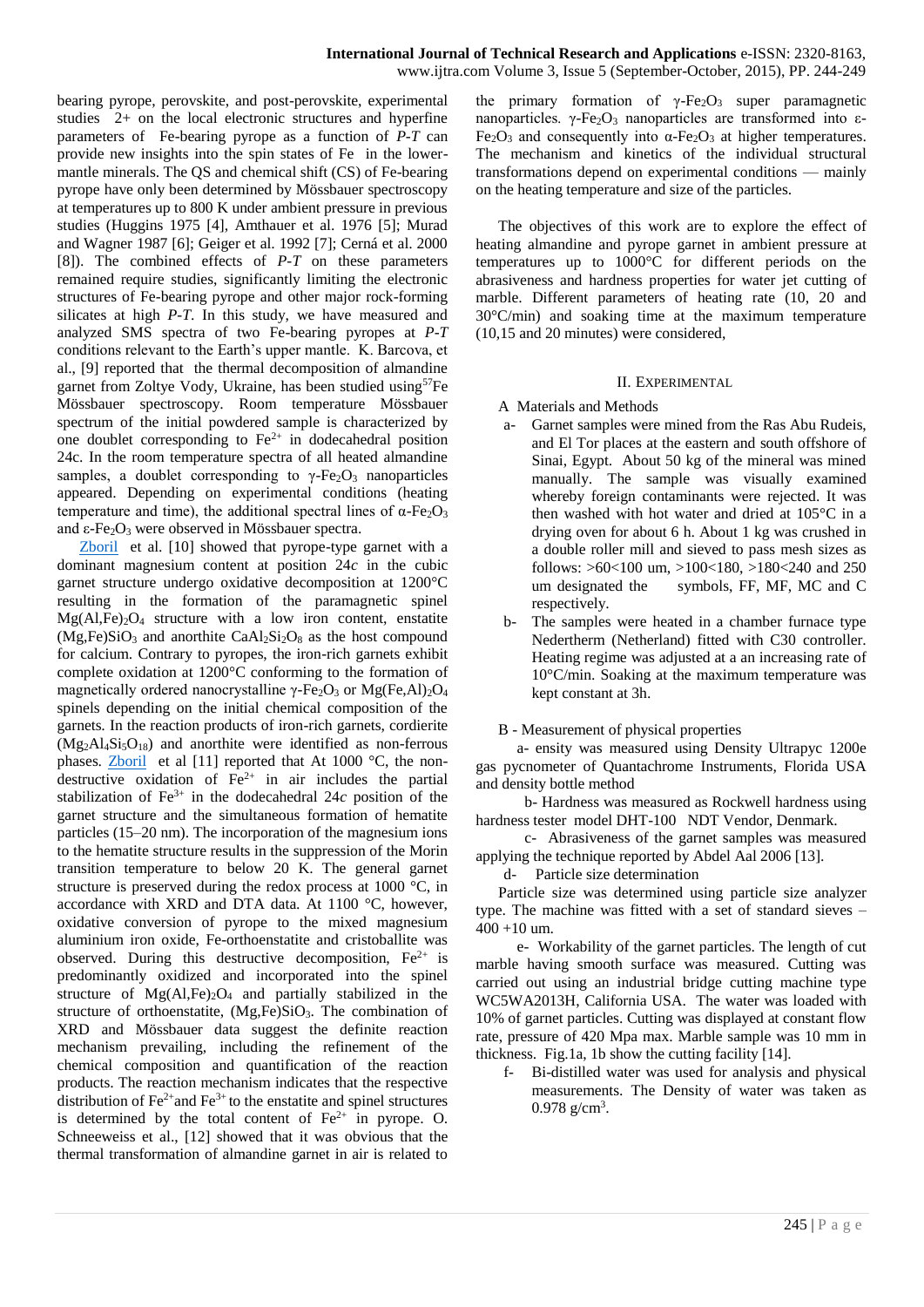bearing pyrope, perovskite, and post-perovskite, experimental studies 2+ on the local electronic structures and hyperfine parameters of Fe-bearing pyrope as a function of *P-T* can provide new insights into the spin states of Fe in the lower-mantle minerals. The QS and chemical shift (CS) of Fe-bearing pyrope have only been determined by Mössbauer spectroscopy at temperatures up to 800 K under ambient pressure in previous studies (Huggins 1975 [4], Amthauer et al. 1976 [5]; Murad and Wagner 1987 [6]; Geiger et al. 1992 [7]; Cerná et al. 2000 [8]). The combined effects of *P-T* on these parameters remained require studies, significantly limiting the electronic structures of Fe-bearing pyrope and other major rock-forming silicates at high *P-T*. In this study, we have measured and analyzed SMS spectra of two Fe-bearing pyropes at *P-T* conditions relevant to the Earth's upper mantle. K. Barcova, et al., [9] reported that the thermal decomposition of almandine garnet from Zoltye Vody, Ukraine, has been studied using $^{57}Fe$ Mössbauer spectroscopy. Room temperature Mössbauer spectrum of the initial powdered sample is characterized by one doublet corresponding to $Fe^{2+}$ in dodecahedral position 24c. In the room temperature spectra of all heated almandine samples, a doublet corresponding to $\gamma$-$Fe_2O_3$ nanoparticles appeared. Depending on experimental conditions (heating temperature and time), the additional spectral lines of $\alpha$-$Fe_2O_3$ and $\varepsilon$-$Fe_2O_3$ were observed in Mössbauer spectra.

Zboril et al. [10] showed that pyrope-type garnet with a dominant magnesium content at position 24*c* in the cubic garnet structure undergo oxidative decomposition at 1200°C resulting in the formation of the paramagnetic spinel $Mg(Al,Fe)_2O_4$ structure with a low iron content, enstatite $(Mg,Fe)SiO_3$ and anorthite $CaAl_2Si_2O_8$ as the host compound for calcium. Contrary to pyropes, the iron-rich garnets exhibit complete oxidation at 1200°C conforming to the formation of magnetically ordered nanocrystalline $\gamma$-$Fe_2O_3$ or $Mg(Fe,Al)_2O_4$ spinels depending on the initial chemical composition of the garnets. In the reaction products of iron-rich garnets, cordierite $(Mg_2Al_4Si_5O_{18})$ and anorthite were identified as non-ferrous phases. Zboril et al [11] reported that At 1000 °C, the non-destructive oxidation of $Fe^{2+}$ in air includes the partial stabilization of $Fe^{3+}$ in the dodecahedral 24*c* position of the garnet structure and the simultaneous formation of hematite particles (15–20 nm). The incorporation of the magnesium ions to the hematite structure results in the suppression of the Morin transition temperature to below 20 K. The general garnet structure is preserved during the redox process at 1000 °C, in accordance with XRD and DTA data. At 1100 °C, however, oxidative conversion of pyrope to the mixed magnesium aluminium iron oxide, Fe-orthoenstatite and cristoballite was observed. During this destructive decomposition, $Fe^{2+}$ is predominantly oxidized and incorporated into the spinel structure of $Mg(Al,Fe)_2O_4$ and partially stabilized in the structure of orthoenstatite, $(Mg,Fe)SiO_3$. The combination of XRD and Mössbauer data suggest the definite reaction mechanism prevailing, including the refinement of the chemical composition and quantification of the reaction products. The reaction mechanism indicates that the respective distribution of $Fe^{2+}$and $Fe^{3+}$ to the enstatite and spinel structures is determined by the total content of $Fe^{2+}$ in pyrope. O. Schneeweiss et al., [12] showed that it was obvious that the thermal transformation of almandine garnet in air is related to the primary formation of $\gamma$-$Fe_2O_3$ super paramagnetic nanoparticles. $\gamma$-$Fe_2O_3$ nanoparticles are transformed into $\varepsilon$-$Fe_2O_3$ and consequently into $\alpha$-$Fe_2O_3$ at higher temperatures. The mechanism and kinetics of the individual structural transformations depend on experimental conditions — mainly on the heating temperature and size of the particles.

The objectives of this work are to explore the effect of heating almandine and pyrope garnet in ambient pressure at temperatures up to 1000°C for different periods on the abrasiveness and hardness properties for water jet cutting of marble. Different parameters of heating rate (10, 20 and 30°C/min) and soaking time at the maximum temperature (10,15 and 20 minutes) were considered,

## II. Experimental

### A Materials and Methods

- a- Garnet samples were mined from the Ras Abu Rudeis, and El Tor places at the eastern and south offshore of Sinai, Egypt. About 50 kg of the mineral was mined manually. The sample was visually examined whereby foreign contaminants were rejected. It was then washed with hot water and dried at 105°C in a drying oven for about 6 h. About 1 kg was crushed in a double roller mill and sieved to pass mesh sizes as follows: >60<100 um, >100<180, >180<240 and 250 um designated the symbols, FF, MF, MC and C respectively.
- b- The samples were heated in a chamber furnace type Nedertherm (Netherland) fitted with C30 controller. Heating regime was adjusted at a an increasing rate of 10°C/min. Soaking at the maximum temperature was kept constant at 3h.

### B - Measurement of physical properties

a- ensity was measured using Density Ultrapyc 1200e gas pycnometer of Quantachrome Instruments, Florida USA and density bottle method

b- Hardness was measured as Rockwell hardness using hardness tester model DHT-100 NDT Vendor, Denmark.

c- Abrasiveness of the garnet samples was measured applying the technique reported by Abdel Aal 2006 [13].

d- Particle size determination

Particle size was determined using particle size analyzer type. The machine was fitted with a set of standard sieves – 400 +10 um.

e- Workability of the garnet particles. The length of cut marble having smooth surface was measured. Cutting was carried out using an industrial bridge cutting machine type WC5WA2013H, California USA. The water was loaded with 10% of garnet particles. Cutting was displayed at constant flow rate, pressure of 420 Mpa max. Marble sample was 10 mm in thickness. Fig.1a, 1b show the cutting facility [14].

f- Bi-distilled water was used for analysis and physical measurements. The Density of water was taken as 0.978 g/cm$^3$.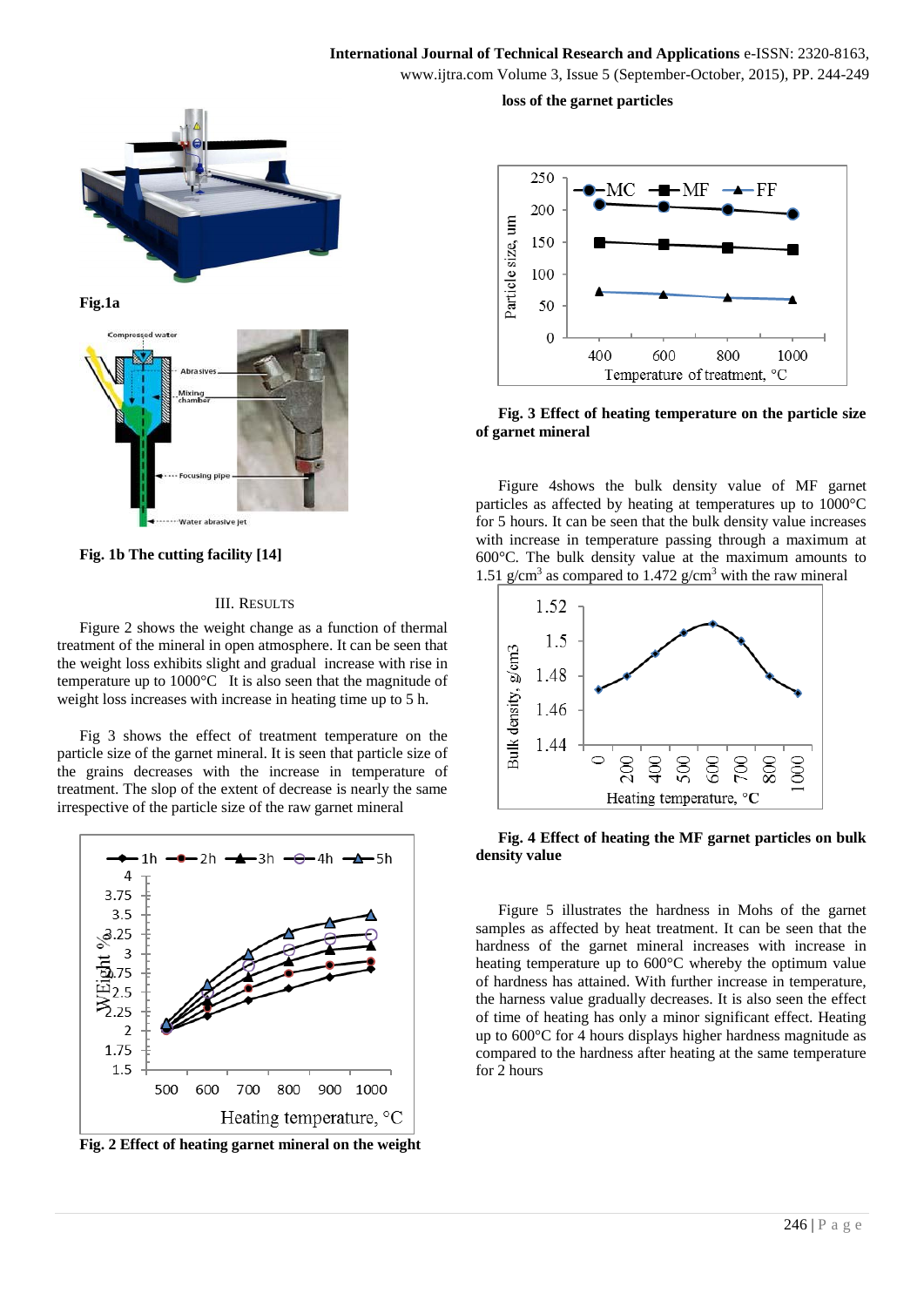Fig.1a

Compressed water

Abrasives

Mixing chamber

Focusing pipe

Water abrasive jet

**Fig. 1b The cutting facility [14]**

### III. Results

Figure 2 shows the weight change as a function of thermal treatment of the mineral in open atmosphere. It can be seen that the weight loss exhibits slight and gradual increase with rise in temperature up to 1000°C It is also seen that the magnitude of weight loss increases with increase in heating time up to 5 h.

Fig 3 shows the effect of treatment temperature on the particle size of the garnet mineral. It is seen that particle size of the grains decreases with the increase in temperature of treatment. The slop of the extent of decrease is nearly the same irrespective of the particle size of the raw garnet mineral

1h 2h 3h 4h 5h

WEight %

4
3.75
3.5
3.25
3
2.75
2.5
2.25
2
1.75
1.5

500 600 700 800 900 1000

Heating temperature, °C

**Fig. 2 Effect of heating garnet mineral on the weight loss of the garnet particles**

MC MF FF

Particle size, um

250
200
150
100
50
0

400 600 800 1000

Temperature of treatment, °C

**Fig. 3 Effect of heating temperature on the particle size of garnet mineral**

Figure 4shows the bulk density value of MF garnet particles as affected by heating at temperatures up to 1000°C for 5 hours. It can be seen that the bulk density value increases with increase in temperature passing through a maximum at 600°C. The bulk density value at the maximum amounts to 1.51 g/cm$^3$ as compared to 1.472 g/cm$^3$ with the raw mineral

Bulk density, g/cm3

1.52
1.5
1.48
1.46
1.44

0 200 400 500 600 700 800 1000

Heating temperature, °C

**Fig. 4 Effect of heating the MF garnet particles on bulk density value**

Figure 5 illustrates the hardness in Mohs of the garnet samples as affected by heat treatment. It can be seen that the hardness of the garnet mineral increases with increase in heating temperature up to 600°C whereby the optimum value of hardness has attained. With further increase in temperature, the harness value gradually decreases. It is also seen the effect of time of heating has only a minor significant effect. Heating up to 600°C for 4 hours displays higher hardness magnitude as compared to the hardness after heating at the same temperature for 2 hours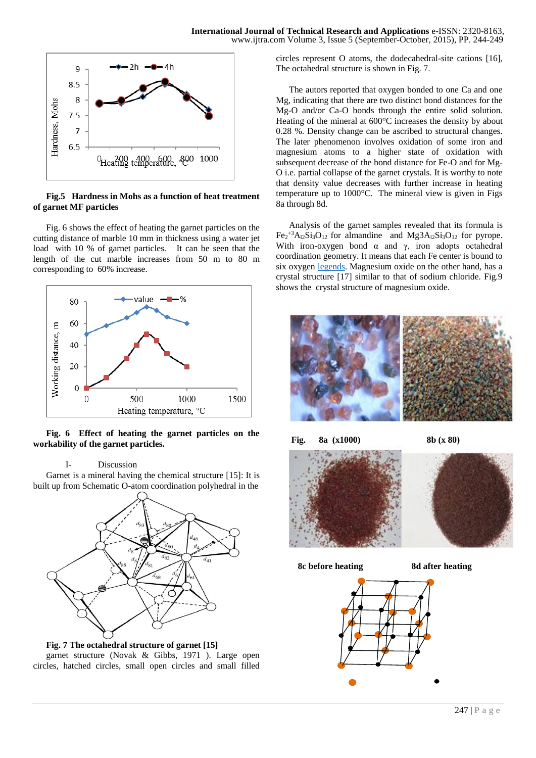Hardness, Mohs

9
8.5
8
7.5
7
6.5

2h
4h

0 200 400 600 800 1000

Heating temperature, °C

**Fig.5 Hardness in Mohs as a function of heat treatment of garnet MF particles**

Fig. 6 shows the effect of heating the garnet particles on the cutting distance of marble 10 mm in thickness using a water jet load with 10 % of garnet particles. It can be seen that the length of the cut marble increases from 50 m to 80 m corresponding to 60% increase.

Working distance, m

80
60
40
20
0

value
%

0 500 1000 1500

Heating temperature, °C

**Fig. 6 Effect of heating the garnet particles on the workability of the garnet particles.**

I- Discussion

Garnet is a mineral having the chemical structure [15]: It is built up from Schematic O-atom coordination polyhedral in the garnet structure (Novak & Gibbs, 1971 ). Large open circles, hatched circles, small open circles and small filled circles represent O atoms, the dodecahedral-site cations [16], The octahedral structure is shown in Fig. 7.

**Fig. 7 The octahedral structure of garnet [15]**

The autors reported that oxygen bonded to one Ca and one Mg, indicating that there are two distinct bond distances for the Mg-O and/or Ca-O bonds through the entire solid solution. Heating of the mineral at 600°C increases the density by about 0.28 %. Density change can be ascribed to structural changes. The later phenomenon involves oxidation of some iron and magnesium atoms to a higher state of oxidation with subsequent decrease of the bond distance for Fe-O and for Mg-O i.e. partial collapse of the garnet crystals. It is worthy to note that density value decreases with further increase in heating temperature up to 1000°C. The mineral view is given in Figs 8a through 8d.

Analysis of the garnet samples revealed that its formula is $Fe_2^{+3}Al_2Si_3O_{12}$ for almandine and $Mg_3Al_2Si_3O_{12}$ for pyrope. With iron-oxygen bond α and γ, iron adopts octahedral coordination geometry. It means that each Fe center is bound to six oxygen legends. Magnesium oxide on the other hand, has a crystal structure [17] similar to that of sodium chloride. Fig.9 shows the crystal structure of magnesium oxide.

**Fig. 8a (x1000)** **8b (x 80)**

**8c before heating** **8d after heating**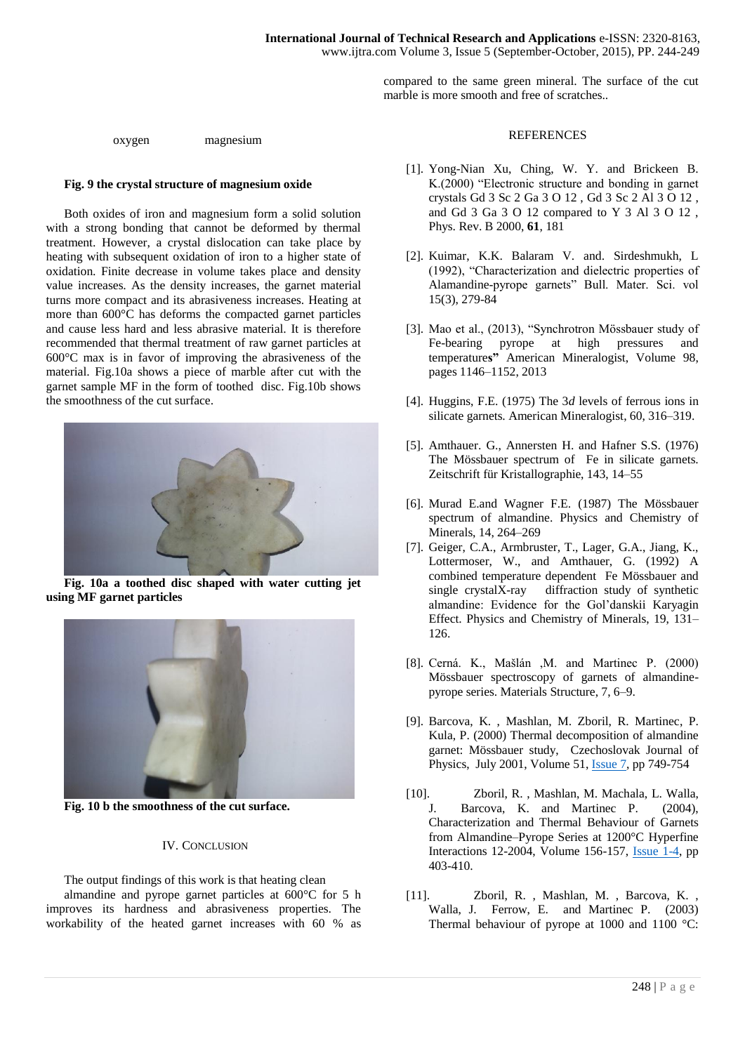compared to the same green mineral. The surface of the cut marble is more smooth and free of scratches..

oxygen magnesium

**Fig. 9 the crystal structure of magnesium oxide**

Both oxides of iron and magnesium form a solid solution with a strong bonding that cannot be deformed by thermal treatment. However, a crystal dislocation can take place by heating with subsequent oxidation of iron to a higher state of oxidation. Finite decrease in volume takes place and density value increases. As the density increases, the garnet material turns more compact and its abrasiveness increases. Heating at more than 600°C has deforms the compacted garnet particles and cause less hard and less abrasive material. It is therefore recommended that thermal treatment of raw garnet particles at 600°C max is in favor of improving the abrasiveness of the material. Fig.10a shows a piece of marble after cut with the garnet sample MF in the form of toothed disc. Fig.10b shows the smoothness of the cut surface.

**Fig. 10a a toothed disc shaped with water cutting jet using MF garnet particles**

**Fig. 10 b the smoothness of the cut surface.**

## IV. CONCLUSION

The output findings of this work is that heating clean almandine and pyrope garnet particles at 600°C for 5 h improves its hardness and abrasiveness properties. The workability of the heated garnet increases with 60 % as

## REFERENCES

[1]. Yong-Nian Xu, Ching, W. Y. and Brickeen B. K.(2000) "Electronic structure and bonding in garnet crystals $Gd_3Sc_2Ga_3O_{12}$, $Gd_3Sc_2Al_3O_{12}$, and $Gd_3Ga_3O_{12}$ compared to $Y_3Al_3O_{12}$, Phys. Rev. B 2000, **61**, 181

[2]. Kuimar, K.K. Balaram V. and. Sirdeshmukh, L (1992), "Characterization and dielectric properties of Alamandine-pyrope garnets" Bull. Mater. Sci. vol 15(3), 279-84

[3]. Mao et al., (2013), "Synchrotron Mössbauer study of Fe-bearing pyrope at high pressures and temperatures" American Mineralogist, Volume 98, pages 1146–1152, 2013

[4]. Huggins, F.E. (1975) The 3*d* levels of ferrous ions in silicate garnets. American Mineralogist, 60, 316–319.

[5]. Amthauer. G., Annersten H. and Hafner S.S. (1976) The Mössbauer spectrum of Fe in silicate garnets. Zeitschrift für Kristallographie, 143, 14–55

[6]. Murad E.and Wagner F.E. (1987) The Mössbauer spectrum of almandine. Physics and Chemistry of Minerals, 14, 264–269

[7]. Geiger, C.A., Armbruster, T., Lager, G.A., Jiang, K., Lottermoser, W., and Amthauer, G. (1992) A combined temperature dependent Fe Mössbauer and single crystalX-ray diffraction study of synthetic almandine: Evidence for the Gol'danskii Karyagin Effect. Physics and Chemistry of Minerals, 19, 131–126.

[8]. Cerná. K., Mašlán ,M. and Martinec P. (2000) Mössbauer spectroscopy of garnets of almandine-pyrope series. Materials Structure, 7, 6–9.

[9]. Barcova, K. , Mashlan, M. Zboril, R. Martinec, P. Kula, P. (2000) Thermal decomposition of almandine garnet: Mössbauer study, Czechoslovak Journal of Physics, July 2001, Volume 51, Issue 7, pp 749-754

[10]. Zboril, R. , Mashlan, M. Machala, L. Walla, J. Barcova, K. and Martinec P. (2004), Characterization and Thermal Behaviour of Garnets from Almandine–Pyrope Series at 1200°C Hyperfine Interactions 12-2004, Volume 156-157, Issue 1-4, pp 403-410.

[11]. Zboril, R. , Mashlan, M. , Barcova, K. , Walla, J. Ferrow, E. and Martinec P. (2003) Thermal behaviour of pyrope at 1000 and 1100 °C: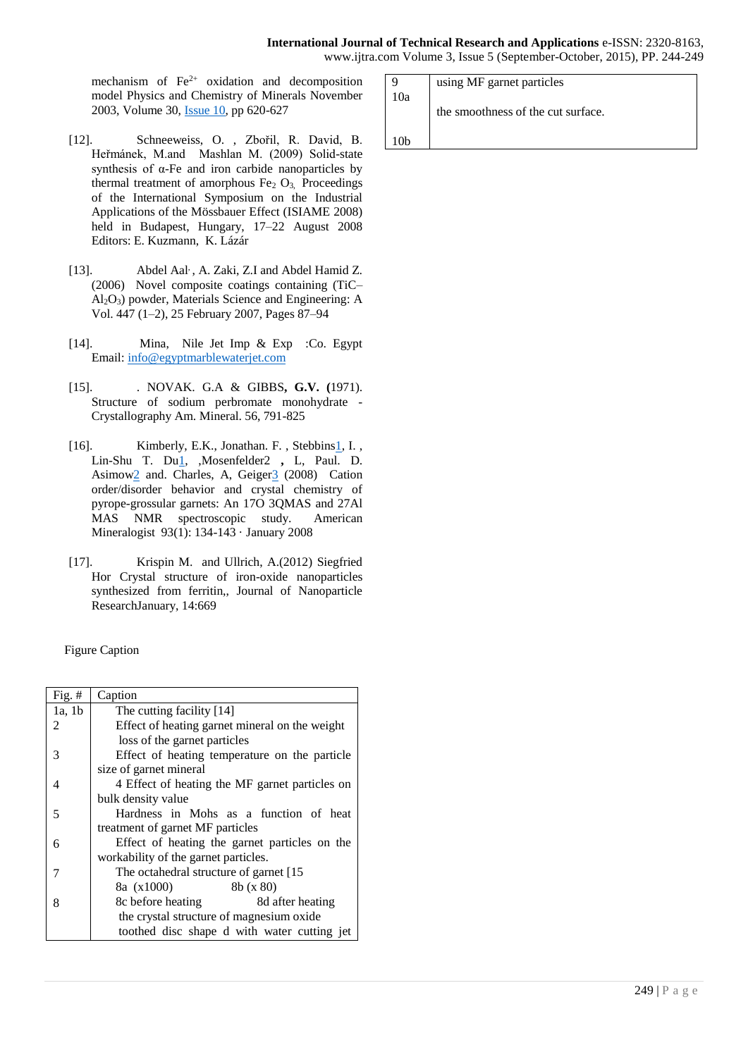mechanism of $Fe^{2+}$ oxidation and decomposition model Physics and Chemistry of Minerals November 2003, Volume 30, Issue 10, pp 620-627

[12]. Schneeweiss, O. , Zbořil, R. David, B. Heřmánek, M.and Mashlan M. (2009) Solid-state synthesis of α-Fe and iron carbide nanoparticles by thermal treatment of amorphous $Fe_2$ $O_3$, Proceedings of the International Symposium on the Industrial Applications of the Mössbauer Effect (ISIAME 2008) held in Budapest, Hungary, 17–22 August 2008 Editors: E. Kuzmann, K. Lázár

[13]. Abdel Aal· , A. Zaki, Z.I and Abdel Hamid Z. (2006) Novel composite coatings containing (TiC–$Al_2O_3$) powder, Materials Science and Engineering: A Vol. 447 (1–2), 25 February 2007, Pages 87–94

[14]. Mina, Nile Jet Imp & Exp :Co. Egypt Email: info@egyptmarblewaterjet.com

[15]. . NOVAK. G.A & GIBBS, **G.V. (**1971). Structure of sodium perbromate monohydrate - Crystallography Am. Mineral. 56, 791-825

[16]. Kimberly, E.K., Jonathan. F. , Stebbins1, I. , Lin-Shu T. Du1, ,Mosenfelder2 **,** L, Paul. D. Asimow2 and. Charles, A, Geiger3 (2008) Cation order/disorder behavior and crystal chemistry of pyrope-grossular garnets: An 17O 3QMAS and 27Al MAS NMR spectroscopic study. American Mineralogist 93(1): 134-143 · January 2008

[17]. Krispin M. and Ullrich, A.(2012) Siegfried Hor Crystal structure of iron-oxide nanoparticles synthesized from ferritin,, Journal of Nanoparticle ResearchJanuary, 14:669

Figure Caption

| Fig. # | Caption |
|---|---|
| 1a, 1b | The cutting facility [14] |
| 2 | Effect of heating garnet mineral on the weight loss of the garnet particles |
| 3 | Effect of heating temperature on the particle size of garnet mineral |
| 4 | 4 Effect of heating the MF garnet particles on bulk density value |
| 5 | Hardness in Mohs as a function of heat treatment of garnet MF particles |
| 6 | Effect of heating the garnet particles on the workability of the garnet particles. |
| 7 | The octahedral structure of garnet [15 |
| 8 | 8a (x1000) 8b (x 80)<br>8c before heating 8d after heating<br>the crystal structure of magnesium oxide |
| 9 | toothed disc shape d with water cutting jet using MF garnet particles |
| 10a | the smoothness of the cut surface. |
| 10b | |